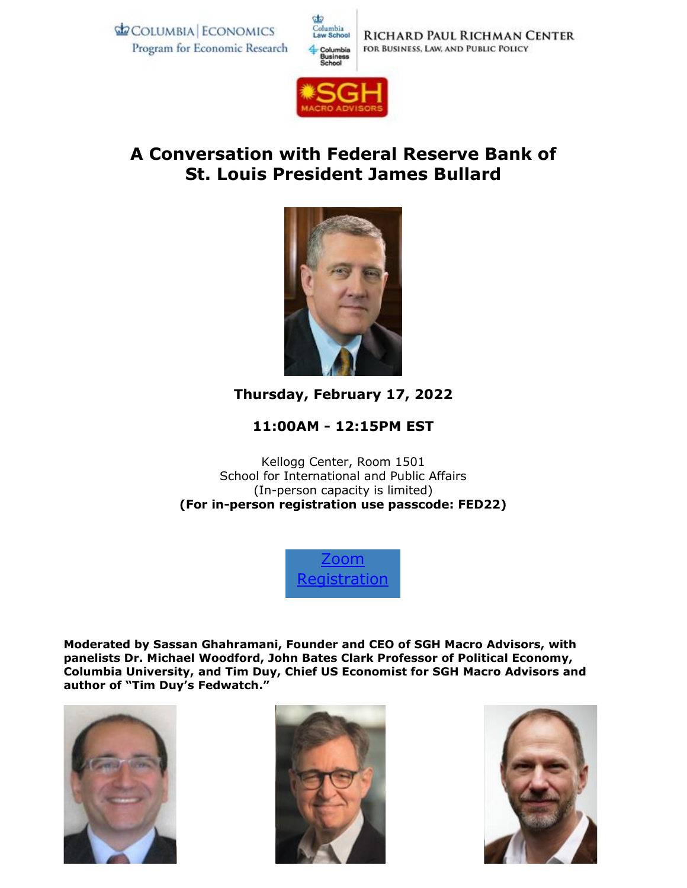COLUMBIA | ECONOMICS
Program for Economic Research

Columbia Law School
Columbia Business School

RICHARD PAUL RICHMAN CENTER
FOR BUSINESS, LAW, AND PUBLIC POLICY

SGH MACRO ADVISORS

# A Conversation with Federal Reserve Bank of St. Louis President James Bullard

**Thursday, February 17, 2022**

**11:00AM - 12:15PM EST**

Kellogg Center, Room 1501
School for International and Public Affairs
(In-person capacity is limited)
**(For in-person registration use passcode: FED22)**

[Zoom Registration]

**Moderated by Sassan Ghahramani, Founder and CEO of SGH Macro Advisors, with panelists Dr. Michael Woodford, John Bates Clark Professor of Political Economy, Columbia University, and Tim Duy, Chief US Economist for SGH Macro Advisors and author of "Tim Duy's Fedwatch."**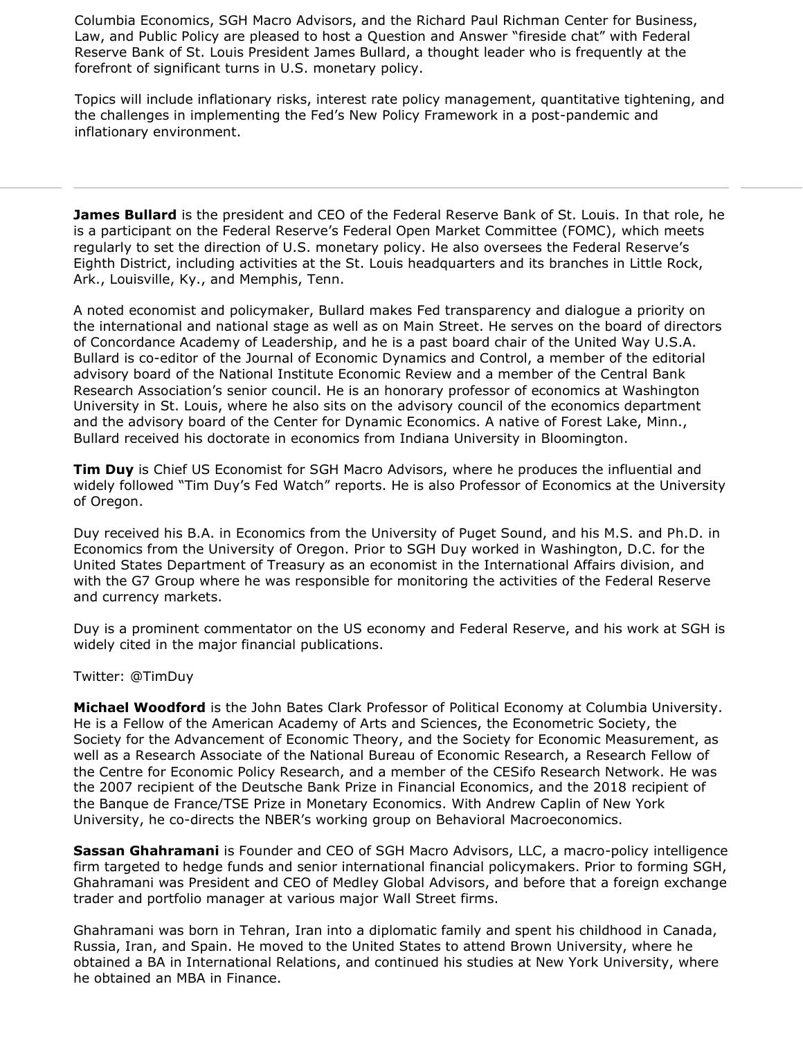Columbia Economics, SGH Macro Advisors, and the Richard Paul Richman Center for Business, Law, and Public Policy are pleased to host a Question and Answer "fireside chat" with Federal Reserve Bank of St. Louis President James Bullard, a thought leader who is frequently at the forefront of significant turns in U.S. monetary policy.

Topics will include inflationary risks, interest rate policy management, quantitative tightening, and the challenges in implementing the Fed's New Policy Framework in a post-pandemic and inflationary environment.

---

**James Bullard** is the president and CEO of the Federal Reserve Bank of St. Louis. In that role, he is a participant on the Federal Reserve's Federal Open Market Committee (FOMC), which meets regularly to set the direction of U.S. monetary policy. He also oversees the Federal Reserve's Eighth District, including activities at the St. Louis headquarters and its branches in Little Rock, Ark., Louisville, Ky., and Memphis, Tenn.

A noted economist and policymaker, Bullard makes Fed transparency and dialogue a priority on the international and national stage as well as on Main Street. He serves on the board of directors of Concordance Academy of Leadership, and he is a past board chair of the United Way U.S.A. Bullard is co-editor of the Journal of Economic Dynamics and Control, a member of the editorial advisory board of the National Institute Economic Review and a member of the Central Bank Research Association's senior council. He is an honorary professor of economics at Washington University in St. Louis, where he also sits on the advisory council of the economics department and the advisory board of the Center for Dynamic Economics. A native of Forest Lake, Minn., Bullard received his doctorate in economics from Indiana University in Bloomington.

**Tim Duy** is Chief US Economist for SGH Macro Advisors, where he produces the influential and widely followed "Tim Duy's Fed Watch" reports. He is also Professor of Economics at the University of Oregon.

Duy received his B.A. in Economics from the University of Puget Sound, and his M.S. and Ph.D. in Economics from the University of Oregon. Prior to SGH Duy worked in Washington, D.C. for the United States Department of Treasury as an economist in the International Affairs division, and with the G7 Group where he was responsible for monitoring the activities of the Federal Reserve and currency markets.

Duy is a prominent commentator on the US economy and Federal Reserve, and his work at SGH is widely cited in the major financial publications.

Twitter: @TimDuy

**Michael Woodford** is the John Bates Clark Professor of Political Economy at Columbia University. He is a Fellow of the American Academy of Arts and Sciences, the Econometric Society, the Society for the Advancement of Economic Theory, and the Society for Economic Measurement, as well as a Research Associate of the National Bureau of Economic Research, a Research Fellow of the Centre for Economic Policy Research, and a member of the CESifo Research Network. He was the 2007 recipient of the Deutsche Bank Prize in Financial Economics, and the 2018 recipient of the Banque de France/TSE Prize in Monetary Economics. With Andrew Caplin of New York University, he co-directs the NBER's working group on Behavioral Macroeconomics.

**Sassan Ghahramani** is Founder and CEO of SGH Macro Advisors, LLC, a macro-policy intelligence firm targeted to hedge funds and senior international financial policymakers. Prior to forming SGH, Ghahramani was President and CEO of Medley Global Advisors, and before that a foreign exchange trader and portfolio manager at various major Wall Street firms.

Ghahramani was born in Tehran, Iran into a diplomatic family and spent his childhood in Canada, Russia, Iran, and Spain. He moved to the United States to attend Brown University, where he obtained a BA in International Relations, and continued his studies at New York University, where he obtained an MBA in Finance.